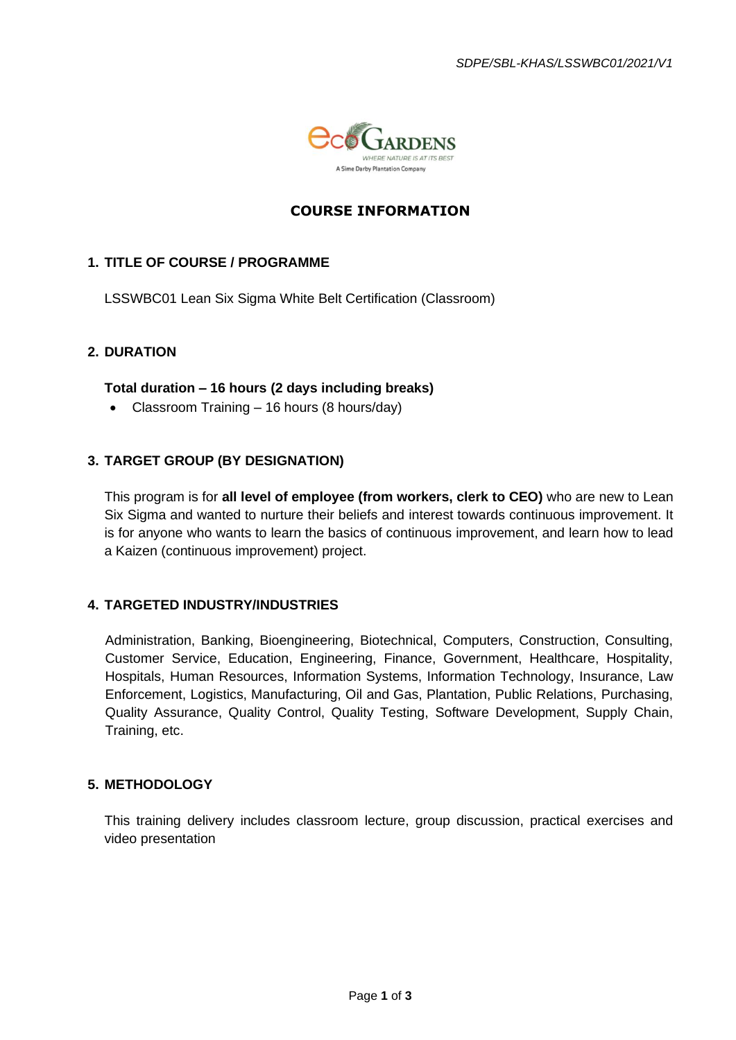SDPE/SBL-KHAS/LSSWBC01/2021/V1

# COURSE INFORMATION

## 1. TITLE OF COURSE / PROGRAMME

LSSWBC01 Lean Six Sigma White Belt Certification (Classroom)

## 2. DURATION

**Total duration – 16 hours (2 days including breaks)**

- Classroom Training – 16 hours (8 hours/day)

## 3. TARGET GROUP (BY DESIGNATION)

This program is for **all level of employee (from workers, clerk to CEO)** who are new to Lean Six Sigma and wanted to nurture their beliefs and interest towards continuous improvement. It is for anyone who wants to learn the basics of continuous improvement, and learn how to lead a Kaizen (continuous improvement) project.

## 4. TARGETED INDUSTRY/INDUSTRIES

Administration, Banking, Bioengineering, Biotechnical, Computers, Construction, Consulting, Customer Service, Education, Engineering, Finance, Government, Healthcare, Hospitality, Hospitals, Human Resources, Information Systems, Information Technology, Insurance, Law Enforcement, Logistics, Manufacturing, Oil and Gas, Plantation, Public Relations, Purchasing, Quality Assurance, Quality Control, Quality Testing, Software Development, Supply Chain, Training, etc.

## 5. METHODOLOGY

This training delivery includes classroom lecture, group discussion, practical exercises and video presentation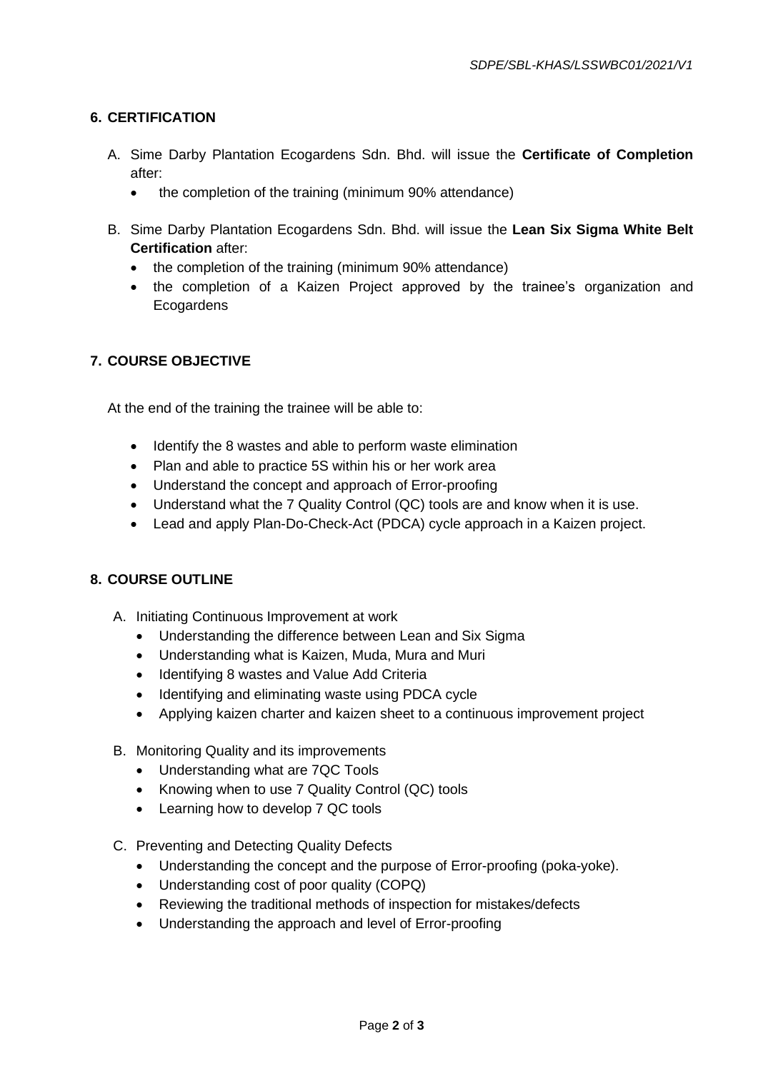## 6. CERTIFICATION

A. Sime Darby Plantation Ecogardens Sdn. Bhd. will issue the **Certificate of Completion** after:
   - the completion of the training (minimum 90% attendance)

B. Sime Darby Plantation Ecogardens Sdn. Bhd. will issue the **Lean Six Sigma White Belt Certification** after:
   - the completion of the training (minimum 90% attendance)
   - the completion of a Kaizen Project approved by the trainee's organization and Ecogardens

## 7. COURSE OBJECTIVE

At the end of the training the trainee will be able to:

- Identify the 8 wastes and able to perform waste elimination
- Plan and able to practice 5S within his or her work area
- Understand the concept and approach of Error-proofing
- Understand what the 7 Quality Control (QC) tools are and know when it is use.
- Lead and apply Plan-Do-Check-Act (PDCA) cycle approach in a Kaizen project.

## 8. COURSE OUTLINE

A. Initiating Continuous Improvement at work
   - Understanding the difference between Lean and Six Sigma
   - Understanding what is Kaizen, Muda, Mura and Muri
   - Identifying 8 wastes and Value Add Criteria
   - Identifying and eliminating waste using PDCA cycle
   - Applying kaizen charter and kaizen sheet to a continuous improvement project

B. Monitoring Quality and its improvements
   - Understanding what are 7QC Tools
   - Knowing when to use 7 Quality Control (QC) tools
   - Learning how to develop 7 QC tools

C. Preventing and Detecting Quality Defects
   - Understanding the concept and the purpose of Error-proofing (poka-yoke).
   - Understanding cost of poor quality (COPQ)
   - Reviewing the traditional methods of inspection for mistakes/defects
   - Understanding the approach and level of Error-proofing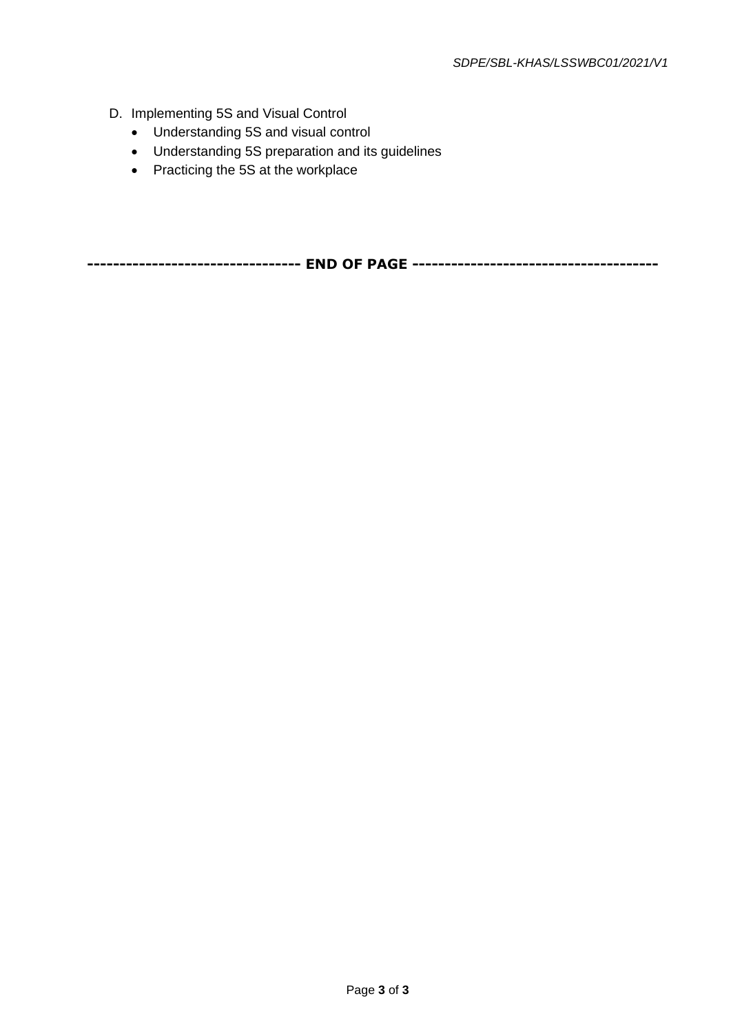D. Implementing 5S and Visual Control
    - Understanding 5S and visual control
    - Understanding 5S preparation and its guidelines
    - Practicing the 5S at the workplace

**-------------------------------- END OF PAGE -------------------------------------**